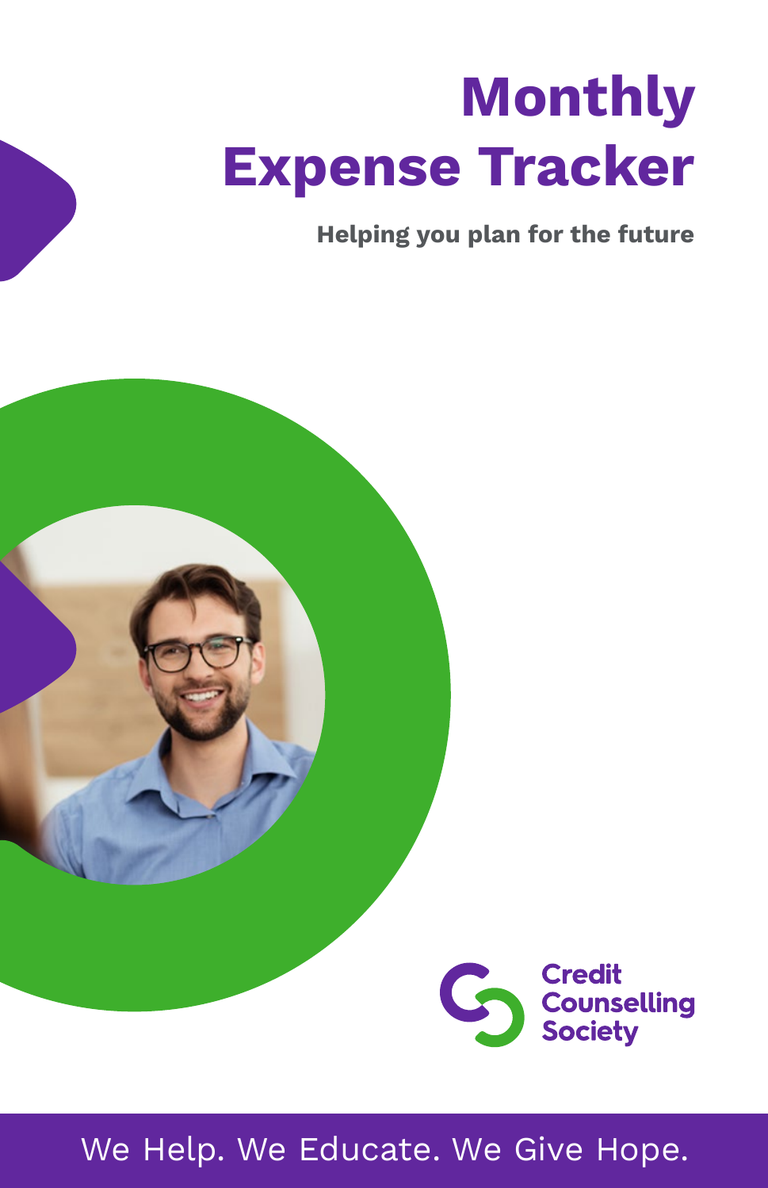# Monthly Expense Tracker

**Helping you plan for the future**

Credit Counselling Society

We Help. We Educate. We Give Hope.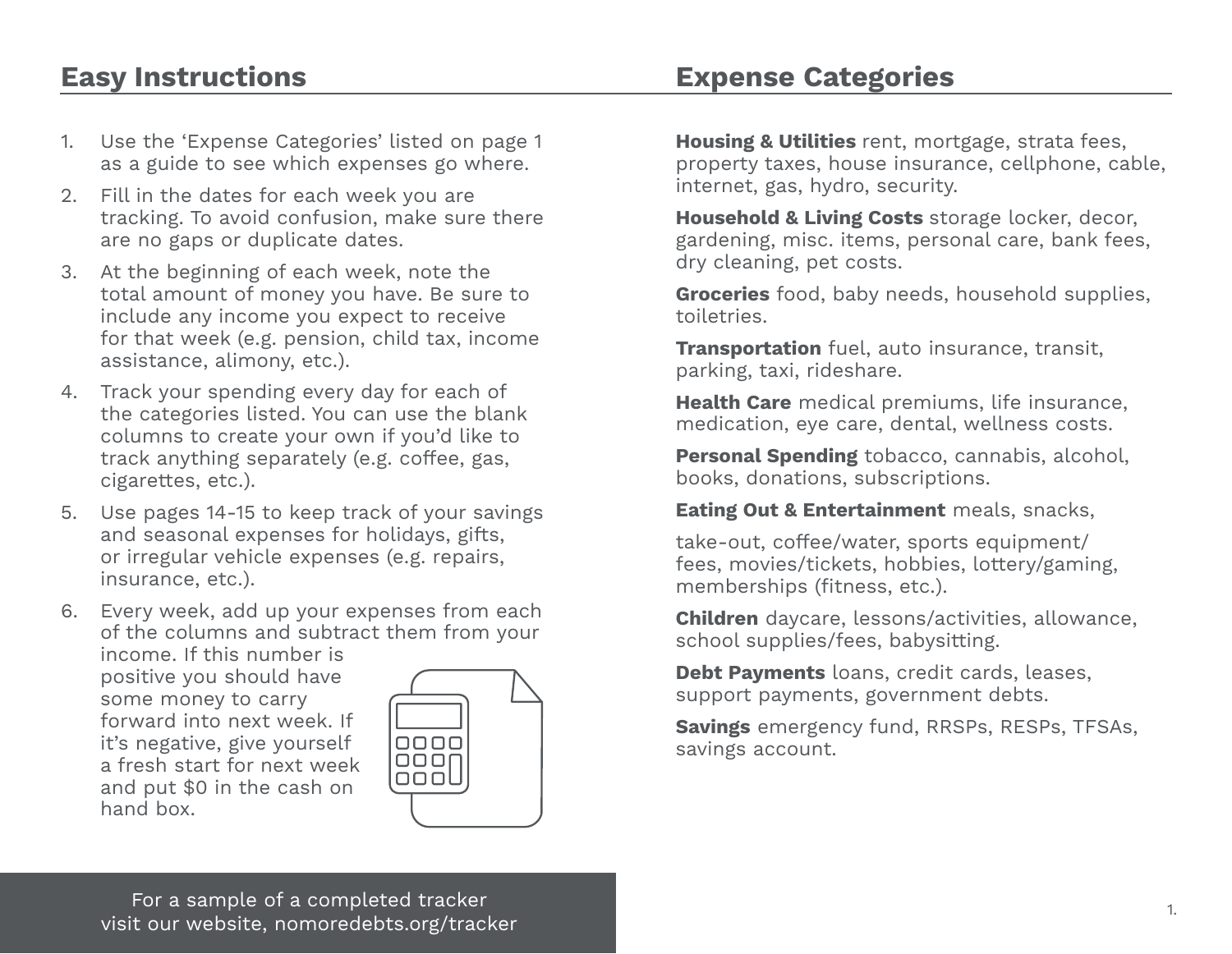## Easy Instructions

1. Use the 'Expense Categories' listed on page 1 as a guide to see which expenses go where.
2. Fill in the dates for each week you are tracking. To avoid confusion, make sure there are no gaps or duplicate dates.
3. At the beginning of each week, note the total amount of money you have. Be sure to include any income you expect to receive for that week (e.g. pension, child tax, income assistance, alimony, etc.).
4. Track your spending every day for each of the categories listed. You can use the blank columns to create your own if you'd like to track anything separately (e.g. coffee, gas, cigarettes, etc.).
5. Use pages 14-15 to keep track of your savings and seasonal expenses for holidays, gifts, or irregular vehicle expenses (e.g. repairs, insurance, etc.).
6. Every week, add up your expenses from each of the columns and subtract them from your income. If this number is positive you should have some money to carry forward into next week. If it's negative, give yourself a fresh start for next week and put $0 in the cash on hand box.

For a sample of a completed tracker visit our website, nomoredebts.org/tracker

## Expense Categories

**Housing & Utilities** rent, mortgage, strata fees, property taxes, house insurance, cellphone, cable, internet, gas, hydro, security.

**Household & Living Costs** storage locker, decor, gardening, misc. items, personal care, bank fees, dry cleaning, pet costs.

**Groceries** food, baby needs, household supplies, toiletries.

**Transportation** fuel, auto insurance, transit, parking, taxi, rideshare.

**Health Care** medical premiums, life insurance, medication, eye care, dental, wellness costs.

**Personal Spending** tobacco, cannabis, alcohol, books, donations, subscriptions.

**Eating Out & Entertainment** meals, snacks, take-out, coffee/water, sports equipment/ fees, movies/tickets, hobbies, lottery/gaming, memberships (fitness, etc.).

**Children** daycare, lessons/activities, allowance, school supplies/fees, babysitting.

**Debt Payments** loans, credit cards, leases, support payments, government debts.

**Savings** emergency fund, RRSPs, RESPs, TFSAs, savings account.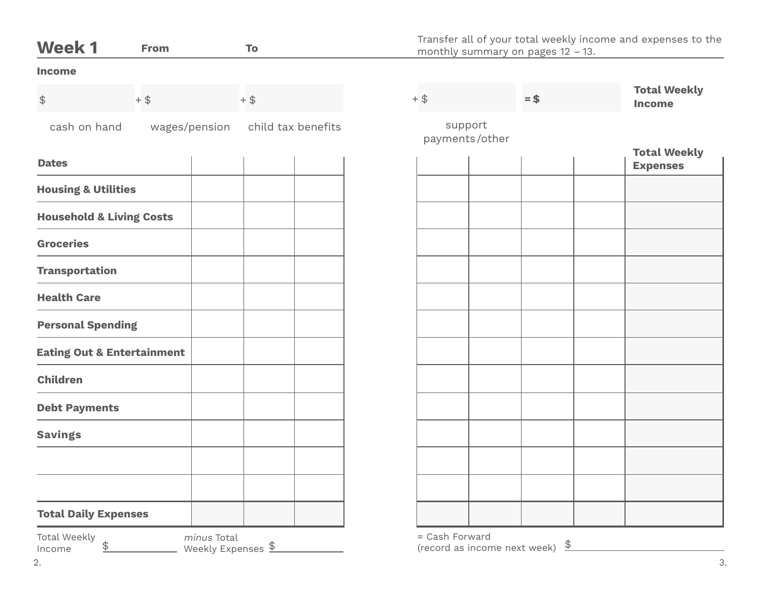## Week 1 From To

Transfer all of your total weekly income and expenses to the monthly summary on pages 12 – 13.

**Income**

$ ______ + $ ______ + $ ______ + $ ______ = $ ______ **Total Weekly Income**

cash on hand | wages/pension | child tax benefits | support payments/other

| Dates | | | | | | | | Total Weekly Expenses |
|---|---|---|---|---|---|---|---|---|
| Housing & Utilities | | | | | | | | |
| Household & Living Costs | | | | | | | | |
| Groceries | | | | | | | | |
| Transportation | | | | | | | | |
| Health Care | | | | | | | | |
| Personal Spending | | | | | | | | |
| Eating Out & Entertainment | | | | | | | | |
| Children | | | | | | | | |
| Debt Payments | | | | | | | | |
| Savings | | | | | | | | |
| | | | | | | | | |
| | | | | | | | | |
| Total Daily Expenses | | | | | | | | |

Total Weekly Income $ ______ *minus* Total Weekly Expenses $ ______

= Cash Forward (record as income next week) $ ______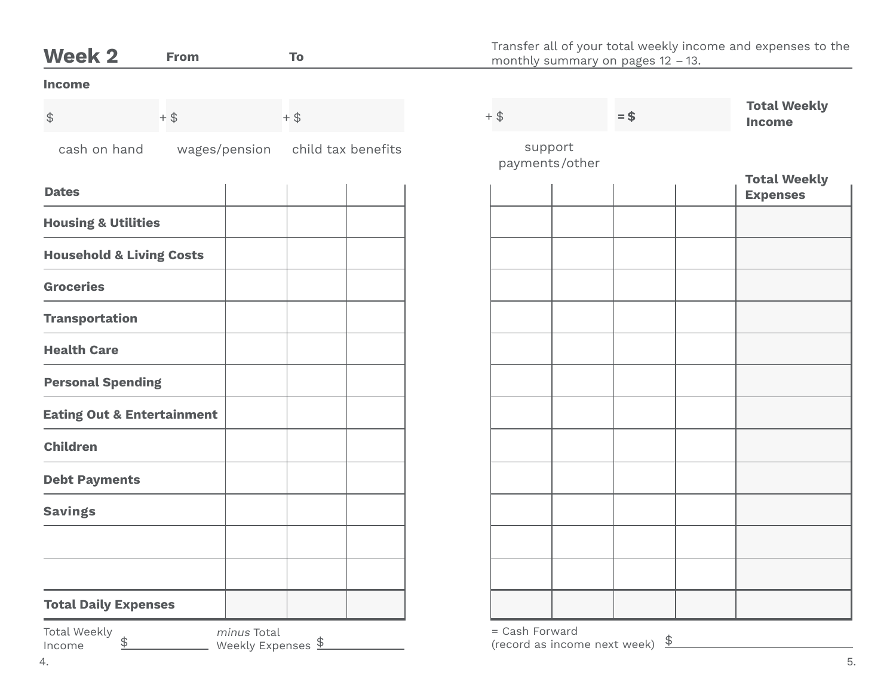## Week 2 **From** **To**

Transfer all of your total weekly income and expenses to the monthly summary on pages 12 – 13.

**Income**

$ ______ + $ ______ + $ ______ + $ ______ = $ ______ **Total Weekly Income**

cash on hand | wages/pension | child tax benefits | support payments/other

| **Dates** | | | | | | | | **Total Weekly Expenses** |
|---|---|---|---|---|---|---|---|---|
| **Housing & Utilities** | | | | | | | | |
| **Household & Living Costs** | | | | | | | | |
| **Groceries** | | | | | | | | |
| **Transportation** | | | | | | | | |
| **Health Care** | | | | | | | | |
| **Personal Spending** | | | | | | | | |
| **Eating Out & Entertainment** | | | | | | | | |
| **Children** | | | | | | | | |
| **Debt Payments** | | | | | | | | |
| **Savings** | | | | | | | | |
| | | | | | | | | |
| | | | | | | | | |
| **Total Daily Expenses** | | | | | | | | |

Total Weekly Income $ ______ *minus* Total Weekly Expenses $ ______ = Cash Forward (record as income next week) $ ______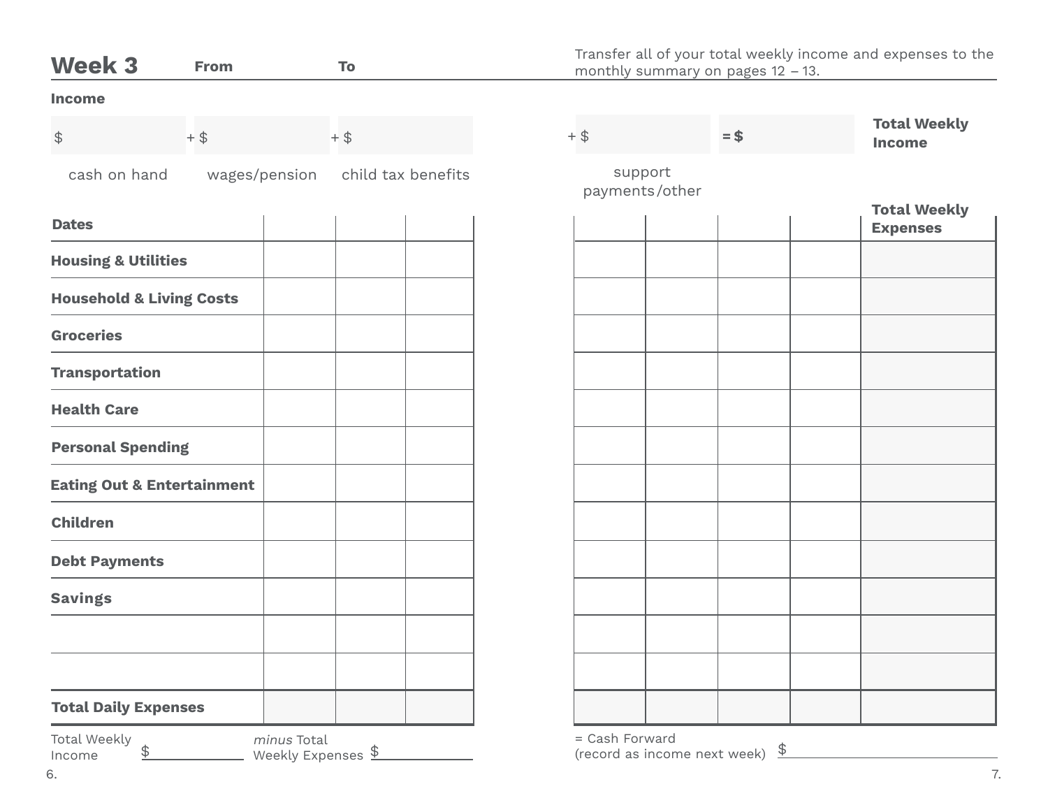## Week 3 **From** **To**

Transfer all of your total weekly income and expenses to the monthly summary on pages 12 – 13.

**Income**

| $ | + $ | + $ | + $ | = $ | **Total Weekly Income** |
|---|---|---|---|---|---|
| cash on hand | wages/pension | child tax benefits | support payments/other | | |

| **Dates** | | | | | | | | **Total Weekly Expenses** |
|---|---|---|---|---|---|---|---|---|
| **Housing & Utilities** | | | | | | | | |
| **Household & Living Costs** | | | | | | | | |
| **Groceries** | | | | | | | | |
| **Transportation** | | | | | | | | |
| **Health Care** | | | | | | | | |
| **Personal Spending** | | | | | | | | |
| **Eating Out & Entertainment** | | | | | | | | |
| **Children** | | | | | | | | |
| **Debt Payments** | | | | | | | | |
| **Savings** | | | | | | | | |
| | | | | | | | | |
| | | | | | | | | |
| **Total Daily Expenses** | | | | | | | | |

Total Weekly Income $ \_\_\_\_\_\_\_\_ *minus* Total Weekly Expenses $ \_\_\_\_\_\_\_\_ = Cash Forward (record as income next week) $ \_\_\_\_\_\_\_\_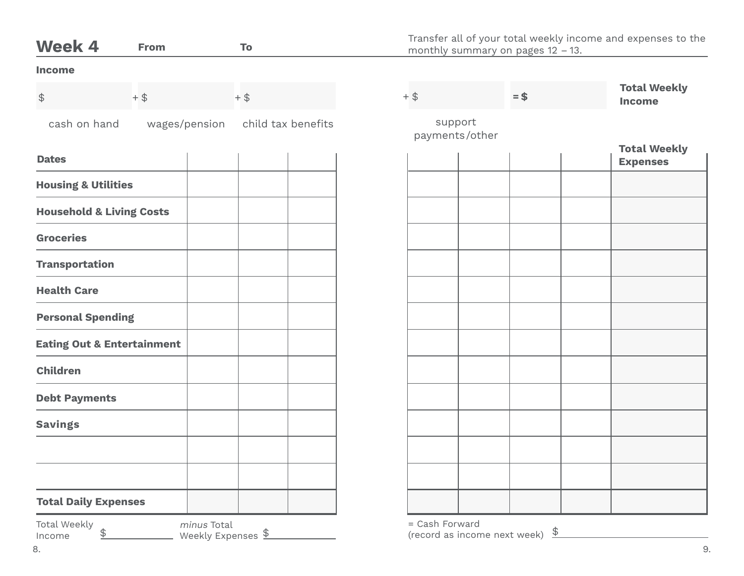## Week 4 **From** **To**

Transfer all of your total weekly income and expenses to the monthly summary on pages 12 – 13.

**Income**

| $ | + $ | + $ | + $ | = $ | **Total Weekly Income** |
|---|---|---|---|---|---|
| cash on hand | wages/pension | child tax benefits | support payments/other | | |

| **Dates** | | | | | | | | **Total Weekly Expenses** |
|---|---|---|---|---|---|---|---|---|
| **Housing & Utilities** | | | | | | | | |
| **Household & Living Costs** | | | | | | | | |
| **Groceries** | | | | | | | | |
| **Transportation** | | | | | | | | |
| **Health Care** | | | | | | | | |
| **Personal Spending** | | | | | | | | |
| **Eating Out & Entertainment** | | | | | | | | |
| **Children** | | | | | | | | |
| **Debt Payments** | | | | | | | | |
| **Savings** | | | | | | | | |
| | | | | | | | | |
| | | | | | | | | |
| **Total Daily Expenses** | | | | | | | | |

Total Weekly Income $ ________ *minus* Total Weekly Expenses $ ________ = Cash Forward (record as income next week) $ ________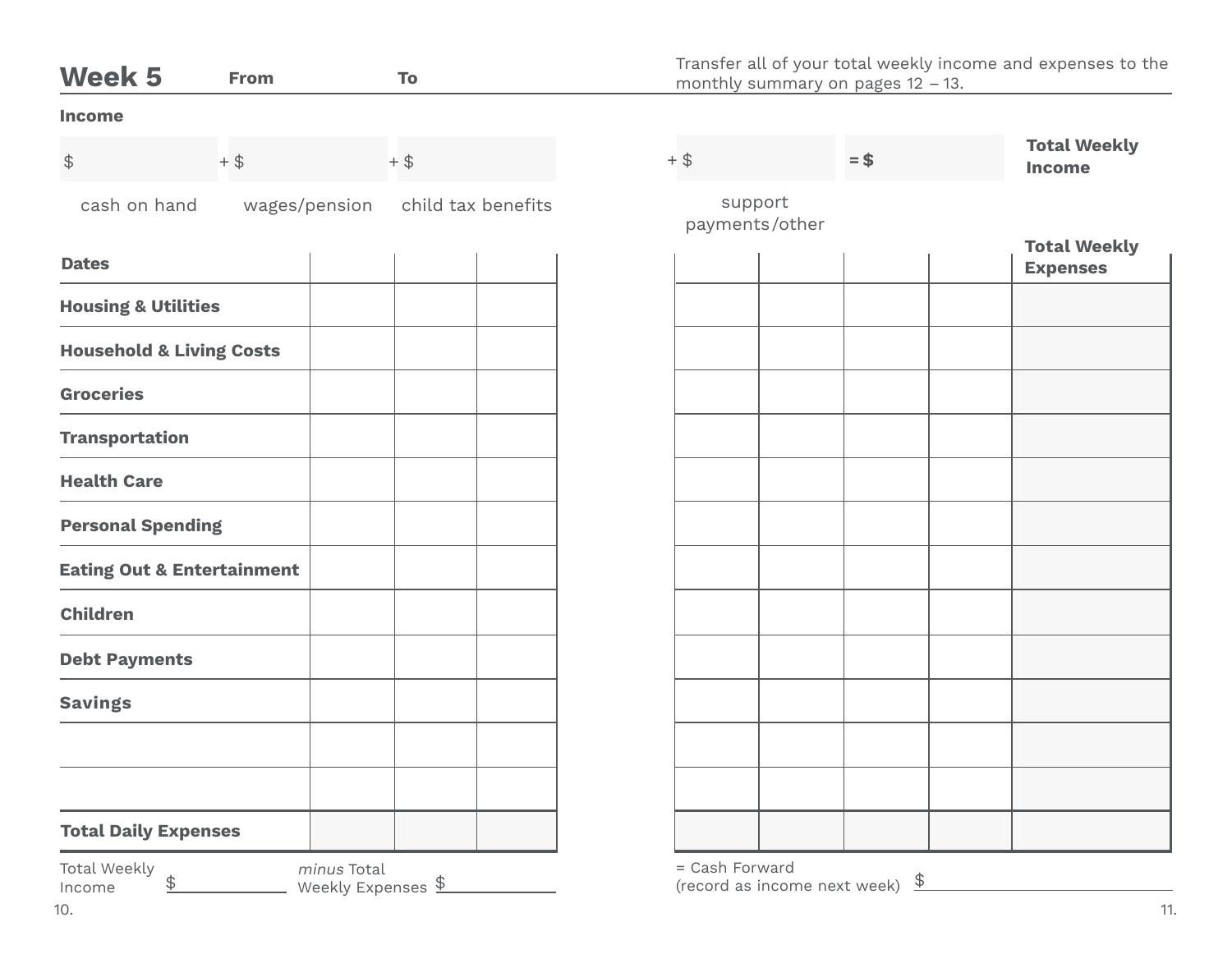## Week 5 **From** **To**

Transfer all of your total weekly income and expenses to the monthly summary on pages 12 – 13.

**Income**

| $ | + $ | + $ | + $ | = $ | **Total Weekly Income** |
|---|---|---|---|---|---|
| cash on hand | wages/pension | child tax benefits | support payments/other | | |

| **Dates** | | | | | | | | **Total Weekly Expenses** |
|---|---|---|---|---|---|---|---|---|
| **Housing & Utilities** | | | | | | | | |
| **Household & Living Costs** | | | | | | | | |
| **Groceries** | | | | | | | | |
| **Transportation** | | | | | | | | |
| **Health Care** | | | | | | | | |
| **Personal Spending** | | | | | | | | |
| **Eating Out & Entertainment** | | | | | | | | |
| **Children** | | | | | | | | |
| **Debt Payments** | | | | | | | | |
| **Savings** | | | | | | | | |
| | | | | | | | | |
| | | | | | | | | |
| **Total Daily Expenses** | | | | | | | | |

Total Weekly Income $ ________ *minus* Total Weekly Expenses $ ________ = Cash Forward (record as income next week) $ ________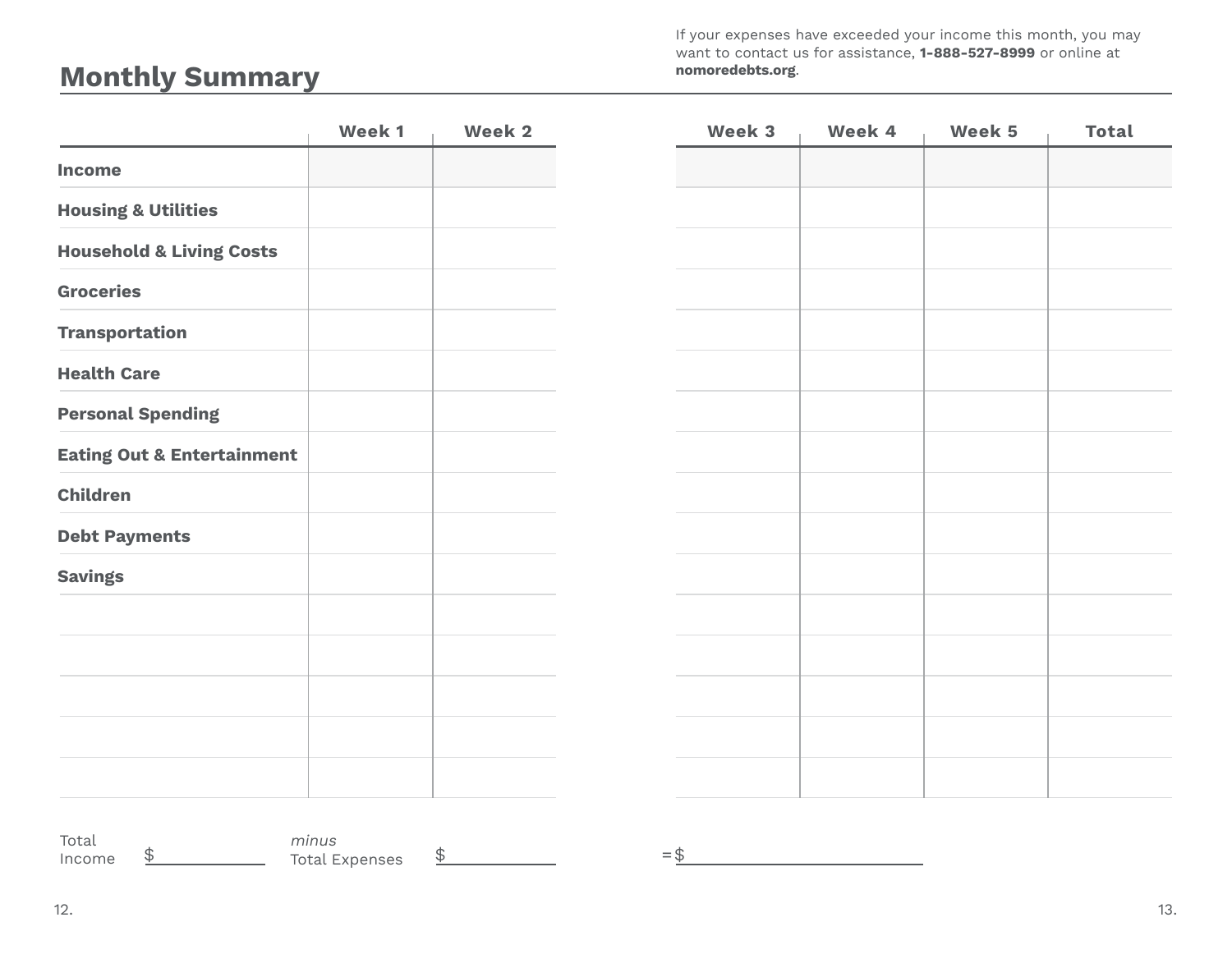# Monthly Summary

If your expenses have exceeded your income this month, you may want to contact us for assistance, **1-888-527-8999** or online at **nomoredebts.org**.

| | Week 1 | Week 2 | Week 3 | Week 4 | Week 5 | Total |
|---|---|---|---|---|---|---|
| **Income** | | | | | | |
| **Housing & Utilities** | | | | | | |
| **Household & Living Costs** | | | | | | |
| **Groceries** | | | | | | |
| **Transportation** | | | | | | |
| **Health Care** | | | | | | |
| **Personal Spending** | | | | | | |
| **Eating Out & Entertainment** | | | | | | |
| **Children** | | | | | | |
| **Debt Payments** | | | | | | |
| **Savings** | | | | | | |
| | | | | | | |
| | | | | | | |
| | | | | | | |
| | | | | | | |
| | | | | | | |

Total Income $__________ *minus* Total Expenses $__________ = $__________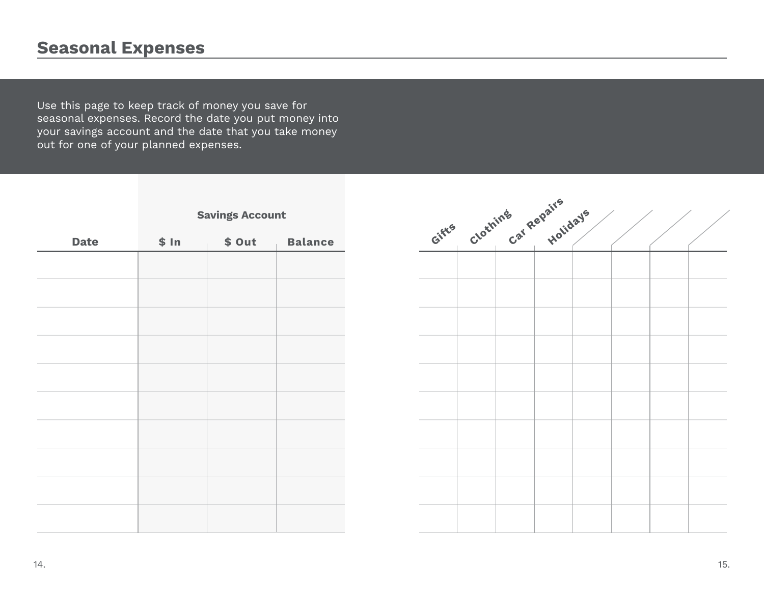# Seasonal Expenses

Use this page to keep track of money you save for seasonal expenses. Record the date you put money into your savings account and the date that you take money out for one of your planned expenses.

| Date | Savings Account | | |
|---|---|---|---|
| | $ In | $ Out | Balance |
| | | | |
| | | | |
| | | | |
| | | | |
| | | | |
| | | | |
| | | | |
| | | | |
| | | | |
| | | | |

| Gifts | Clothing | Car Repairs | Holidays | | | | |
|---|---|---|---|---|---|---|---|
| | | | | | | | |
| | | | | | | | |
| | | | | | | | |
| | | | | | | | |
| | | | | | | | |
| | | | | | | | |
| | | | | | | | |
| | | | | | | | |
| | | | | | | | |
| | | | | | | | |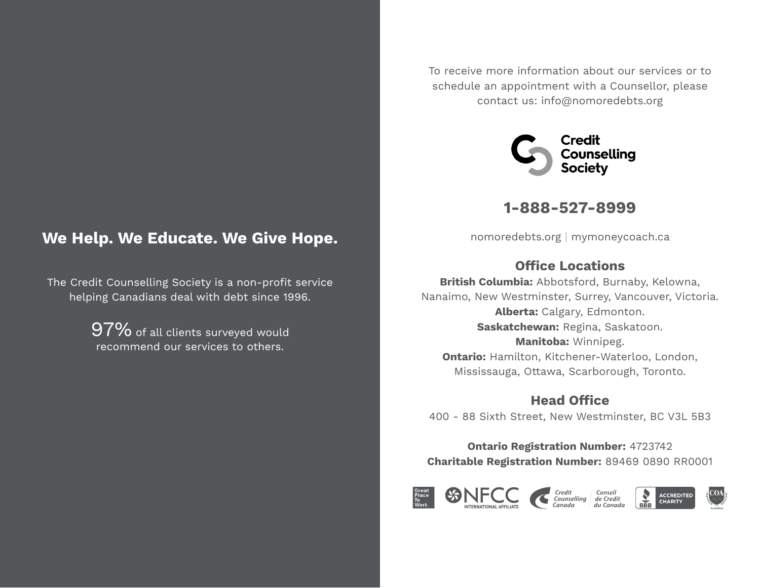## We Help. We Educate. We Give Hope.

The Credit Counselling Society is a non-profit service helping Canadians deal with debt since 1996.

97% of all clients surveyed would recommend our services to others.

To receive more information about our services or to schedule an appointment with a Counsellor, please contact us: info@nomoredebts.org

Credit Counselling Society

**1-888-527-8999**

nomoredebts.org | mymoneycoach.ca

### Office Locations

**British Columbia:** Abbotsford, Burnaby, Kelowna, Nanaimo, New Westminster, Surrey, Vancouver, Victoria.
**Alberta:** Calgary, Edmonton.
**Saskatchewan:** Regina, Saskatoon.
**Manitoba:** Winnipeg.
**Ontario:** Hamilton, Kitchener-Waterloo, London, Mississauga, Ottawa, Scarborough, Toronto.

### Head Office

400 - 88 Sixth Street, New Westminster, BC V3L 5B3

**Ontario Registration Number:** 4723742
**Charitable Registration Number:** 89469 0890 RR0001

Great Place To Work | NFCC International Affiliate | Credit Counselling Canada / Conseil de Credit du Canada | BBB Accredited Charity | COA Accredited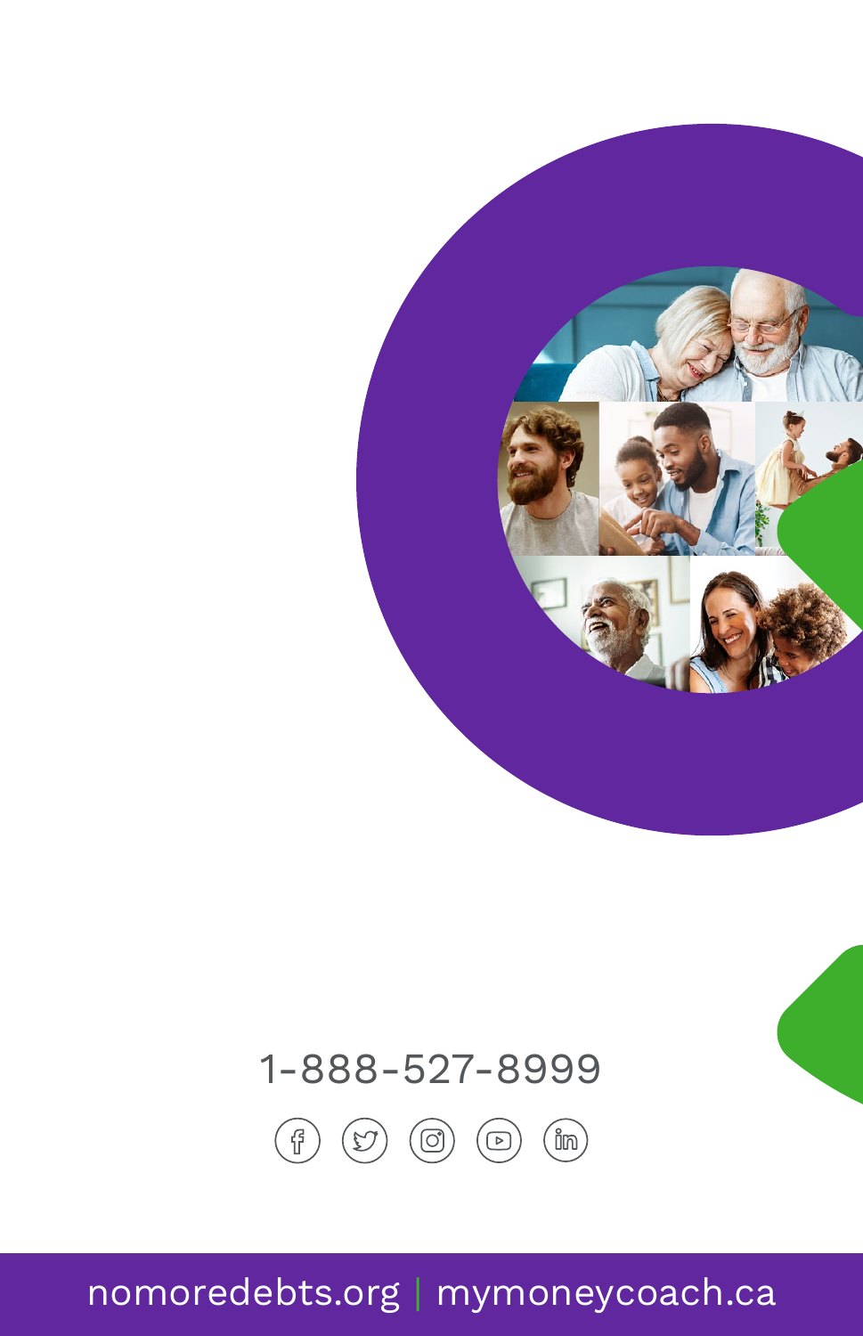1-888-527-8999

nomoredebts.org | mymoneycoach.ca